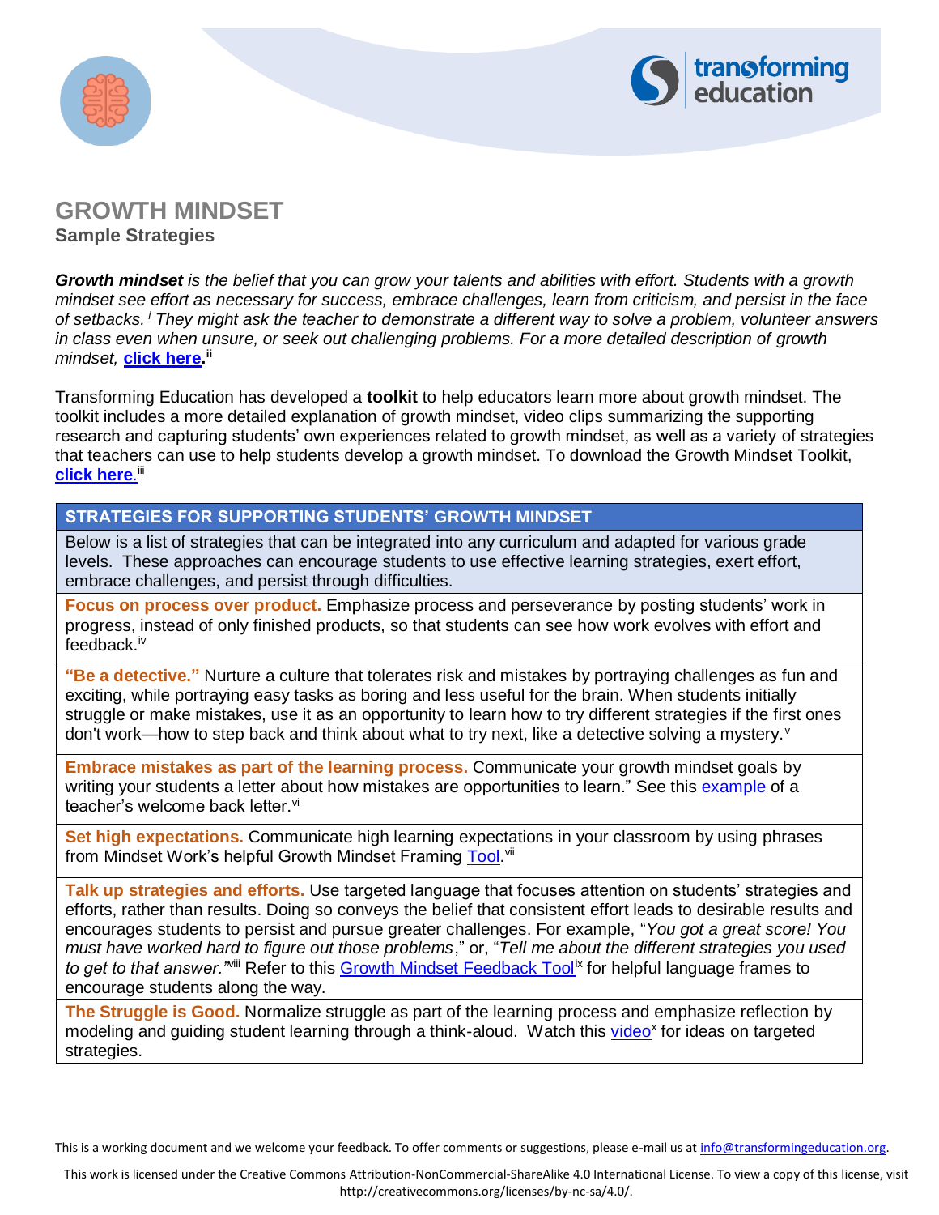# GROWTH MINDSET

**Sample Strategies**

***Growth mindset*** *is the belief that you can grow your talents and abilities with effort. Students with a growth mindset see effort as necessary for success, embrace challenges, learn from criticism, and persist in the face of setbacks.* [i] *They might ask the teacher to demonstrate a different way to solve a problem, volunteer answers in class even when unsure, or seek out challenging problems. For a more detailed description of growth mindset,* **click here**.[ii]

Transforming Education has developed a **toolkit** to help educators learn more about growth mindset. The toolkit includes a more detailed explanation of growth mindset, video clips summarizing the supporting research and capturing students' own experiences related to growth mindset, as well as a variety of strategies that teachers can use to help students develop a growth mindset. To download the Growth Mindset Toolkit, **click here**.[iii]

| STRATEGIES FOR SUPPORTING STUDENTS' GROWTH MINDSET |
|---|
| Below is a list of strategies that can be integrated into any curriculum and adapted for various grade levels. These approaches can encourage students to use effective learning strategies, exert effort, embrace challenges, and persist through difficulties. |
| **Focus on process over product.** Emphasize process and perseverance by posting students' work in progress, instead of only finished products, so that students can see how work evolves with effort and feedback.[iv] |
| **"Be a detective."** Nurture a culture that tolerates risk and mistakes by portraying challenges as fun and exciting, while portraying easy tasks as boring and less useful for the brain. When students initially struggle or make mistakes, use it as an opportunity to learn how to try different strategies if the first ones don't work—how to step back and think about what to try next, like a detective solving a mystery.[v] |
| **Embrace mistakes as part of the learning process.** Communicate your growth mindset goals by writing your students a letter about how mistakes are opportunities to learn." See this example of a teacher's welcome back letter.[vi] |
| **Set high expectations.** Communicate high learning expectations in your classroom by using phrases from Mindset Work's helpful Growth Mindset Framing Tool.[vii] |
| **Talk up strategies and efforts.** Use targeted language that focuses attention on students' strategies and efforts, rather than results. Doing so conveys the belief that consistent effort leads to desirable results and encourages students to persist and pursue greater challenges. For example, "*You got a great score! You must have worked hard to figure out those problems*," or, "*Tell me about the different strategies you used to get to that answer.*"[viii] Refer to this Growth Mindset Feedback Tool[ix] for helpful language frames to encourage students along the way. |
| **The Struggle is Good.** Normalize struggle as part of the learning process and emphasize reflection by modeling and guiding student learning through a think-aloud. Watch this video[x] for ideas on targeted strategies. |

This is a working document and we welcome your feedback. To offer comments or suggestions, please e-mail us at info@transformingeducation.org.

This work is licensed under the Creative Commons Attribution-NonCommercial-ShareAlike 4.0 International License. To view a copy of this license, visit http://creativecommons.org/licenses/by-nc-sa/4.0/.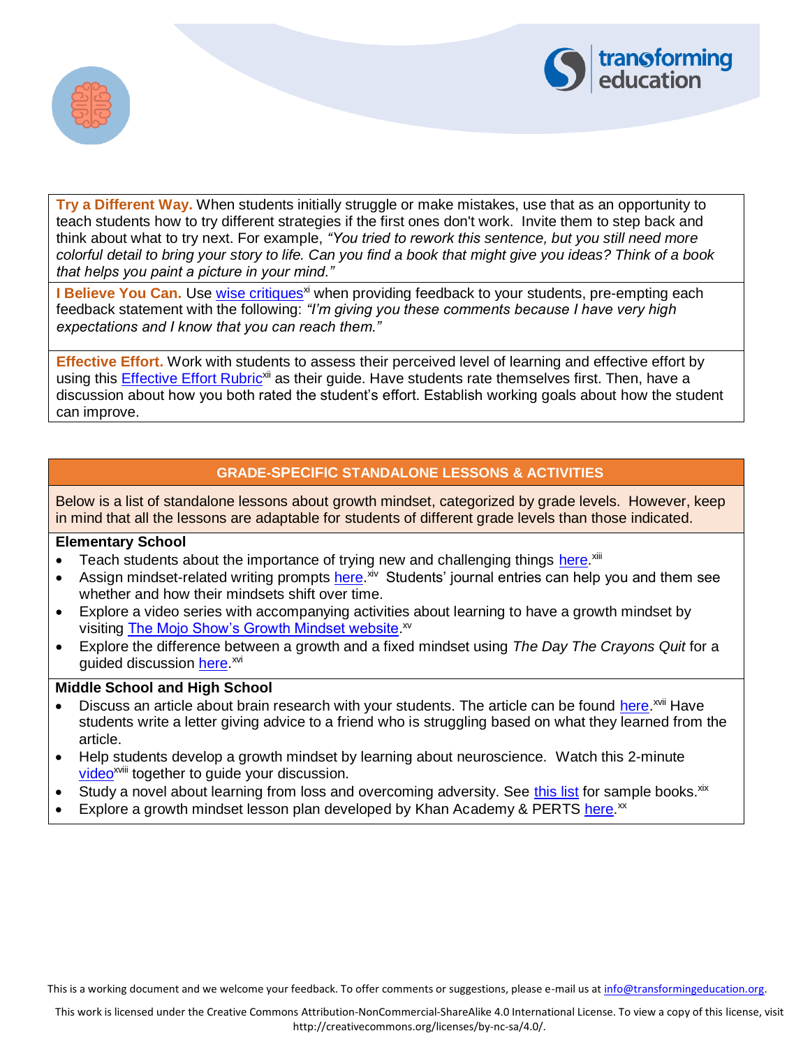**Try a Different Way.** When students initially struggle or make mistakes, use that as an opportunity to teach students how to try different strategies if the first ones don't work. Invite them to step back and think about what to try next. For example, *"You tried to rework this sentence, but you still need more colorful detail to bring your story to life. Can you find a book that might give you ideas? Think of a book that helps you paint a picture in your mind."*

**I Believe You Can.** Use wise critiques[xi] when providing feedback to your students, pre-empting each feedback statement with the following: *"I'm giving you these comments because I have very high expectations and I know that you can reach them."*

**Effective Effort.** Work with students to assess their perceived level of learning and effective effort by using this Effective Effort Rubric[xii] as their guide. Have students rate themselves first. Then, have a discussion about how you both rated the student's effort. Establish working goals about how the student can improve.

## GRADE-SPECIFIC STANDALONE LESSONS & ACTIVITIES

Below is a list of standalone lessons about growth mindset, categorized by grade levels. However, keep in mind that all the lessons are adaptable for students of different grade levels than those indicated.

### Elementary School

- Teach students about the importance of trying new and challenging things here.[xiii]
- Assign mindset-related writing prompts here.[xiv] Students' journal entries can help you and them see whether and how their mindsets shift over time.
- Explore a video series with accompanying activities about learning to have a growth mindset by visiting The Mojo Show's Growth Mindset website.[xv]
- Explore the difference between a growth and a fixed mindset using *The Day The Crayons Quit* for a guided discussion here.[xvi]

### Middle School and High School

- Discuss an article about brain research with your students. The article can be found here.[xvii] Have students write a letter giving advice to a friend who is struggling based on what they learned from the article.
- Help students develop a growth mindset by learning about neuroscience. Watch this 2-minute video[xviii] together to guide your discussion.
- Study a novel about learning from loss and overcoming adversity. See this list for sample books.[xix]
- Explore a growth mindset lesson plan developed by Khan Academy & PERTS here.[xx]

This is a working document and we welcome your feedback. To offer comments or suggestions, please e-mail us at info@transformingeducation.org.

This work is licensed under the Creative Commons Attribution-NonCommercial-ShareAlike 4.0 International License. To view a copy of this license, visit http://creativecommons.org/licenses/by-nc-sa/4.0/.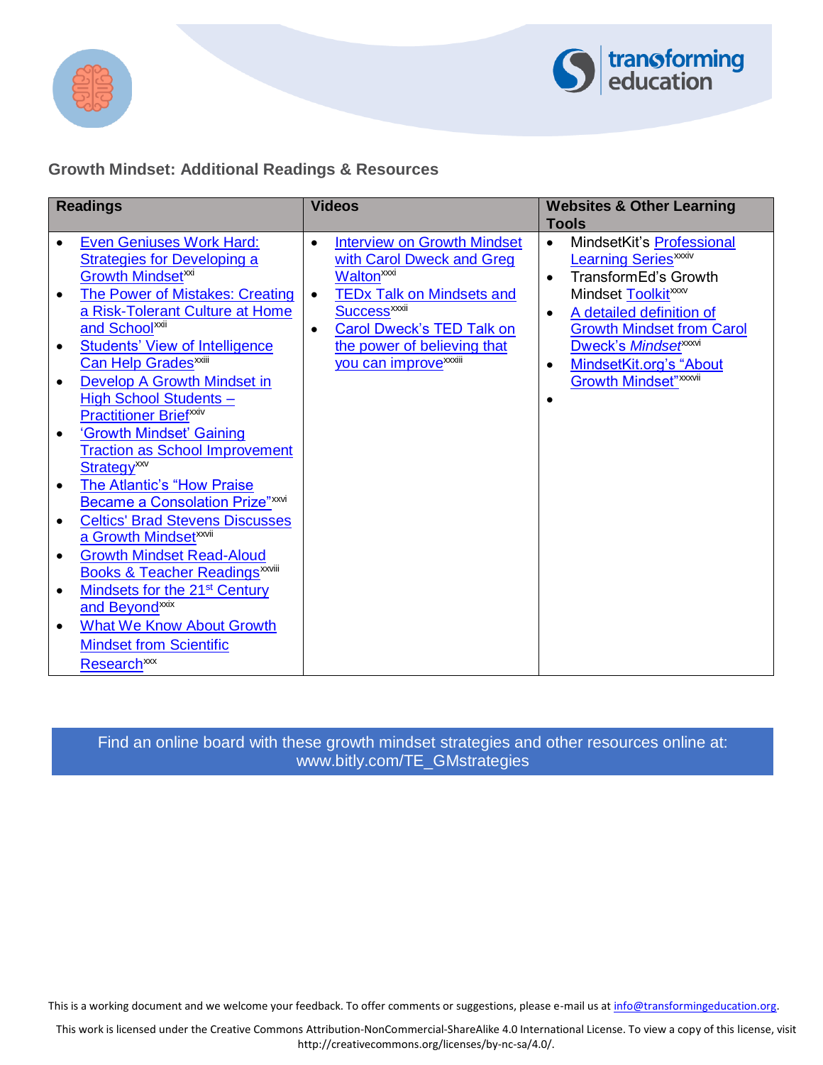## Growth Mindset: Additional Readings & Resources

| Readings | Videos | Websites & Other Learning Tools |
|---|---|---|
| • Even Geniuses Work Hard: Strategies for Developing a Growth Mindset[xxi]<br>• The Power of Mistakes: Creating a Risk-Tolerant Culture at Home and School[xxii]<br>• Students' View of Intelligence Can Help Grades[xxiii]<br>• Develop A Growth Mindset in High School Students – Practitioner Brief[xxiv]<br>• 'Growth Mindset' Gaining Traction as School Improvement Strategy[xxv]<br>• The Atlantic's "How Praise Became a Consolation Prize"[xxvi]<br>• Celtics' Brad Stevens Discusses a Growth Mindset[xxvii]<br>• Growth Mindset Read-Aloud Books & Teacher Readings[xxviii]<br>• Mindsets for the 21st Century and Beyond[xxix]<br>• What We Know About Growth Mindset from Scientific Research[xxx] | • Interview on Growth Mindset with Carol Dweck and Greg Walton[xxxi]<br>• TEDx Talk on Mindsets and Success[xxxii]<br>• Carol Dweck's TED Talk on the power of believing that you can improve[xxxiii] | • MindsetKit's Professional Learning Series[xxxiv]<br>• TransformEd's Growth Mindset Toolkit[xxxv]<br>• A detailed definition of Growth Mindset from Carol Dweck's *Mindset*[xxxvi]<br>• MindsetKit.org's "About Growth Mindset"[xxxvii]<br>• |

Find an online board with these growth mindset strategies and other resources online at: www.bitly.com/TE_GMstrategies

This is a working document and we welcome your feedback. To offer comments or suggestions, please e-mail us at info@transformingeducation.org.

This work is licensed under the Creative Commons Attribution-NonCommercial-ShareAlike 4.0 International License. To view a copy of this license, visit http://creativecommons.org/licenses/by-nc-sa/4.0/.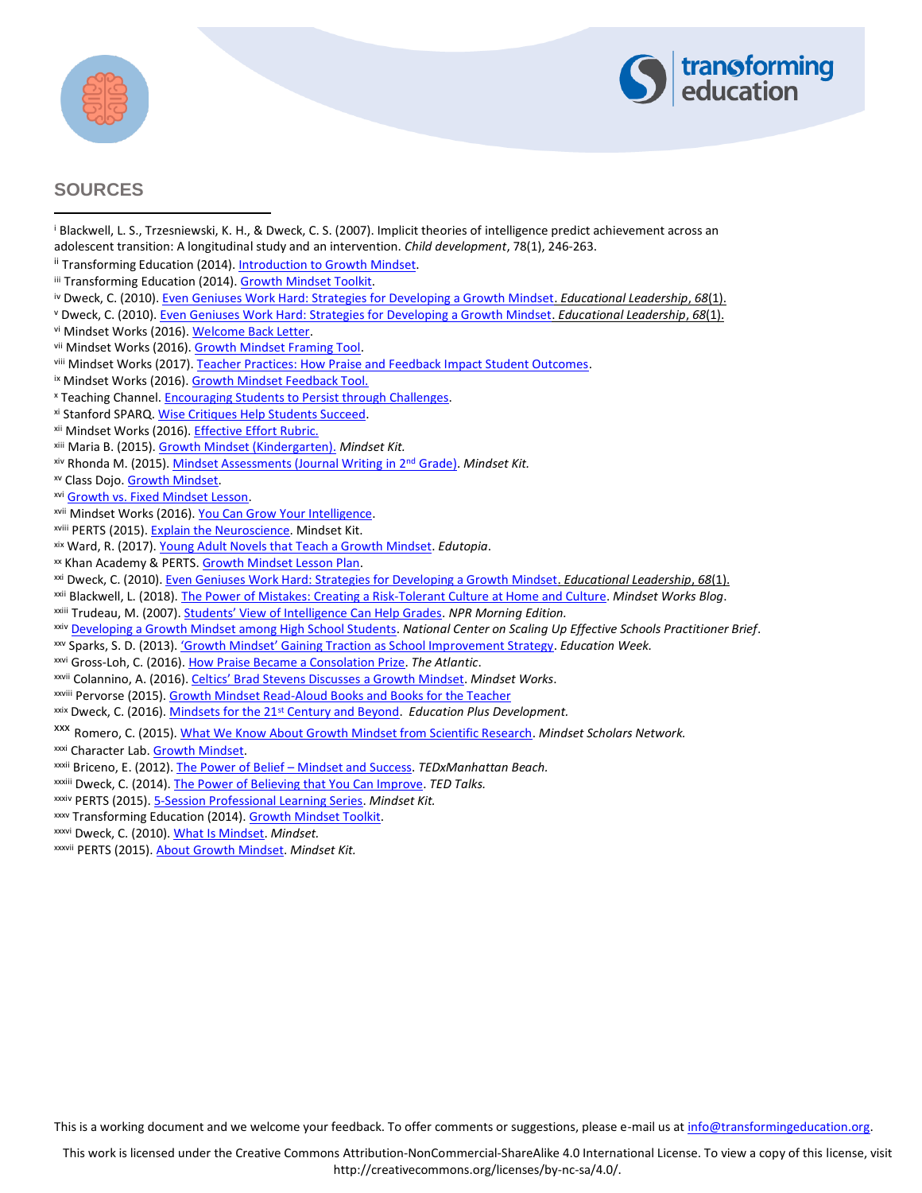## SOURCES

[i] Blackwell, L. S., Trzesniewski, K. H., & Dweck, C. S. (2007). Implicit theories of intelligence predict achievement across an adolescent transition: A longitudinal study and an intervention. *Child development*, 78(1), 246-263.

[ii] Transforming Education (2014). Introduction to Growth Mindset.

[iii] Transforming Education (2014). Growth Mindset Toolkit.

[iv] Dweck, C. (2010). Even Geniuses Work Hard: Strategies for Developing a Growth Mindset. *Educational Leadership*, *68*(1).

[v] Dweck, C. (2010). Even Geniuses Work Hard: Strategies for Developing a Growth Mindset. *Educational Leadership*, *68*(1).

[vi] Mindset Works (2016). Welcome Back Letter.

[vii] Mindset Works (2016). Growth Mindset Framing Tool.

[viii] Mindset Works (2017). Teacher Practices: How Praise and Feedback Impact Student Outcomes.

[ix] Mindset Works (2016). Growth Mindset Feedback Tool.

[x] Teaching Channel. Encouraging Students to Persist through Challenges.

[xi] Stanford SPARQ. Wise Critiques Help Students Succeed.

[xii] Mindset Works (2016). Effective Effort Rubric.

[xiii] Maria B. (2015). Growth Mindset (Kindergarten). *Mindset Kit.*

[xiv] Rhonda M. (2015). Mindset Assessments (Journal Writing in 2nd Grade). *Mindset Kit.*

[xv] Class Dojo. Growth Mindset.

[xvi] Growth vs. Fixed Mindset Lesson.

[xvii] Mindset Works (2016). You Can Grow Your Intelligence.

[xviii] PERTS (2015). Explain the Neuroscience. Mindset Kit.

[xix] Ward, R. (2017). Young Adult Novels that Teach a Growth Mindset. *Edutopia*.

[xx] Khan Academy & PERTS. Growth Mindset Lesson Plan.

[xxi] Dweck, C. (2010). Even Geniuses Work Hard: Strategies for Developing a Growth Mindset. *Educational Leadership*, *68*(1).

[xxii] Blackwell, L. (2018). The Power of Mistakes: Creating a Risk-Tolerant Culture at Home and Culture. *Mindset Works Blog*.

[xxiii] Trudeau, M. (2007). Students' View of Intelligence Can Help Grades. *NPR Morning Edition.*

[xxiv] Developing a Growth Mindset among High School Students. *National Center on Scaling Up Effective Schools Practitioner Brief*.

[xxv] Sparks, S. D. (2013). 'Growth Mindset' Gaining Traction as School Improvement Strategy. *Education Week.*

[xxvi] Gross-Loh, C. (2016). How Praise Became a Consolation Prize. *The Atlantic*.

[xxvii] Colannino, A. (2016). Celtics' Brad Stevens Discusses a Growth Mindset. *Mindset Works*.

[xxviii] Pervorse (2015). Growth Mindset Read-Aloud Books and Books for the Teacher

[xxix] Dweck, C. (2016). Mindsets for the 21st Century and Beyond. *Education Plus Development.*

[xxx] Romero, C. (2015). What We Know About Growth Mindset from Scientific Research. *Mindset Scholars Network.*

[xxxi] Character Lab. Growth Mindset.

[xxxii] Briceno, E. (2012). The Power of Belief – Mindset and Success. *TEDxManhattan Beach.*

[xxxiii] Dweck, C. (2014). The Power of Believing that You Can Improve. *TED Talks.*

[xxxiv] PERTS (2015). 5-Session Professional Learning Series. *Mindset Kit.*

[xxxv] Transforming Education (2014). Growth Mindset Toolkit.

[xxxvi] Dweck, C. (2010). What Is Mindset. *Mindset.*

[xxxvii] PERTS (2015). About Growth Mindset. *Mindset Kit.*

This is a working document and we welcome your feedback. To offer comments or suggestions, please e-mail us at info@transformingeducation.org.

This work is licensed under the Creative Commons Attribution-NonCommercial-ShareAlike 4.0 International License. To view a copy of this license, visit http://creativecommons.org/licenses/by-nc-sa/4.0/.